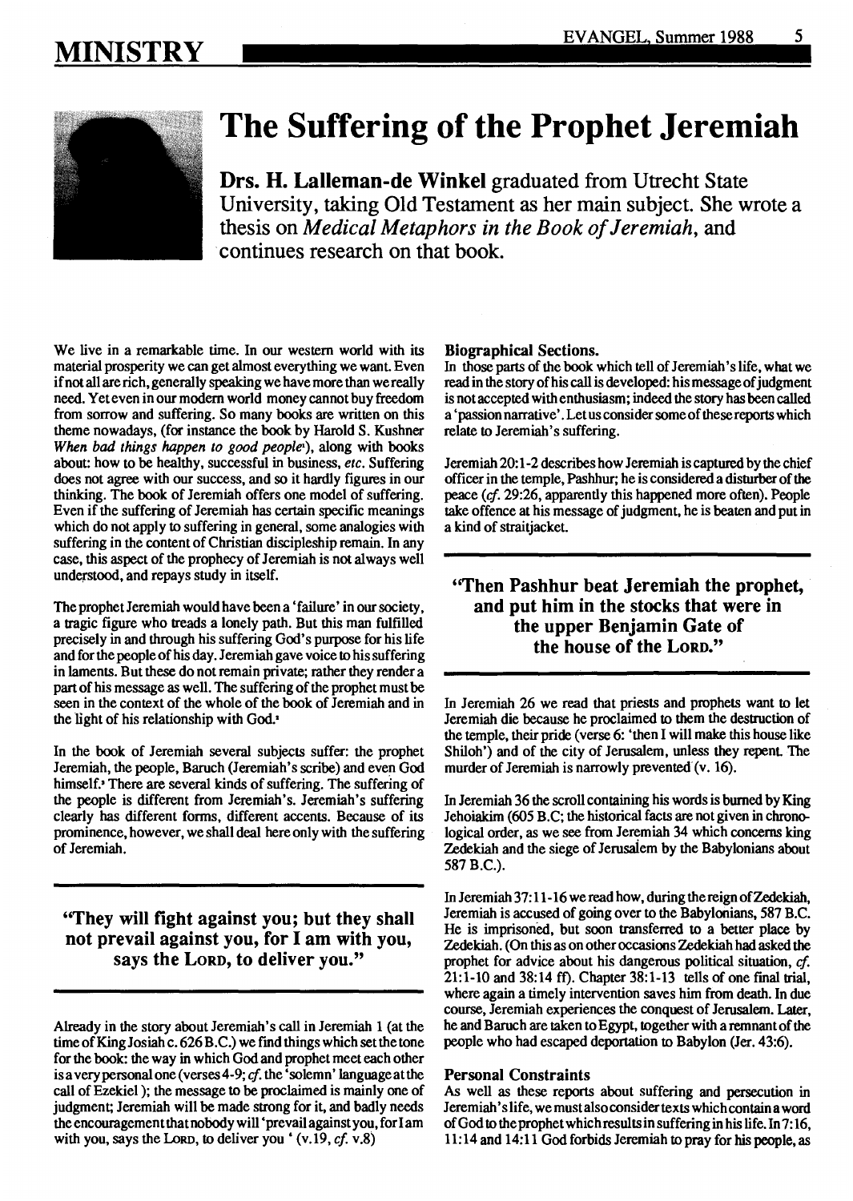# The Suffering of the Prophet Jeremiah

**Drs. H. Lalleman-de Winkel** graduated from Utrecht State University, taking Old Testament as her main subject. She wrote a thesis on *Medical Metaphors in the Book of Jeremiah*, and continues research on that book.

We live in a remarkable time. In our western world with its material prosperity we can get almost everything we want. Even if not all are rich, generally speaking we have more than we really need. Yet even in our modern world money cannot buy freedom from sorrow and suffering. So many books are written on this theme nowadays, (for instance the book by Harold S. Kushner *When bad things happen to good people*[1]), along with books about: how to be healthy, successful in business, *etc.* Suffering does not agree with our success, and so it hardly figures in our thinking. The book of Jeremiah offers one model of suffering. Even if the suffering of Jeremiah has certain specific meanings which do not apply to suffering in general, some analogies with suffering in the content of Christian discipleship remain. In any case, this aspect of the prophecy of Jeremiah is not always well understood, and repays study in itself.

The prophet Jeremiah would have been a 'failure' in our society, a tragic figure who treads a lonely path. But this man fulfilled precisely in and through his suffering God's purpose for his life and for the people of his day. Jeremiah gave voice to his suffering in laments. But these do not remain private; rather they render a part of his message as well. The suffering of the prophet must be seen in the context of the whole of the book of Jeremiah and in the light of his relationship with God.[2]

In the book of Jeremiah several subjects suffer: the prophet Jeremiah, the people, Baruch (Jeremiah's scribe) and even God himself.[3] There are several kinds of suffering. The suffering of the people is different from Jeremiah's. Jeremiah's suffering clearly has different forms, different accents. Because of its prominence, however, we shall deal here only with the suffering of Jeremiah.

> **"They will fight against you; but they shall not prevail against you, for I am with you, says the LORD, to deliver you."**

Already in the story about Jeremiah's call in Jeremiah 1 (at the time of King Josiah c. 626 B.C.) we find things which set the tone for the book: the way in which God and prophet meet each other is a very personal one (verses 4-9; *cf.* the 'solemn' language at the call of Ezekiel ); the message to be proclaimed is mainly one of judgment; Jeremiah will be made strong for it, and badly needs the encouragement that nobody will 'prevail against you, for I am with you, says the LORD, to deliver you ' (v.19, *cf.* v.8)

### Biographical Sections.

In those parts of the book which tell of Jeremiah's life, what we read in the story of his call is developed: his message of judgment is not accepted with enthusiasm; indeed the story has been called a 'passion narrative'. Let us consider some of these reports which relate to Jeremiah's suffering.

Jeremiah 20:1-2 describes how Jeremiah is captured by the chief officer in the temple, Pashhur; he is considered a disturber of the peace (*cf.* 29:26, apparently this happened more often). People take offence at his message of judgment, he is beaten and put in a kind of straitjacket.

> **"Then Pashhur beat Jeremiah the prophet, and put him in the stocks that were in the upper Benjamin Gate of the house of the LORD."**

In Jeremiah 26 we read that priests and prophets want to let Jeremiah die because he proclaimed to them the destruction of the temple, their pride (verse 6: 'then I will make this house like Shiloh') and of the city of Jerusalem, unless they repent. The murder of Jeremiah is narrowly prevented (v. 16).

In Jeremiah 36 the scroll containing his words is burned by King Jehoiakim (605 B.C; the historical facts are not given in chronological order, as we see from Jeremiah 34 which concerns king Zedekiah and the siege of Jerusalem by the Babylonians about 587 B.C.).

In Jeremiah 37:11-16 we read how, during the reign of Zedekiah, Jeremiah is accused of going over to the Babylonians, 587 B.C. He is imprisoned, but soon transferred to a better place by Zedekiah. (On this as on other occasions Zedekiah had asked the prophet for advice about his dangerous political situation, *cf.* 21:1-10 and 38:14 ff). Chapter 38:1-13 tells of one final trial, where again a timely intervention saves him from death. In due course, Jeremiah experiences the conquest of Jerusalem. Later, he and Baruch are taken to Egypt, together with a remnant of the people who had escaped deportation to Babylon (Jer. 43:6).

### Personal Constraints

As well as these reports about suffering and persecution in Jeremiah's life, we must also consider texts which contain a word of God to the prophet which results in suffering in his life. In 7:16, 11:14 and 14:11 God forbids Jeremiah to pray for his people, as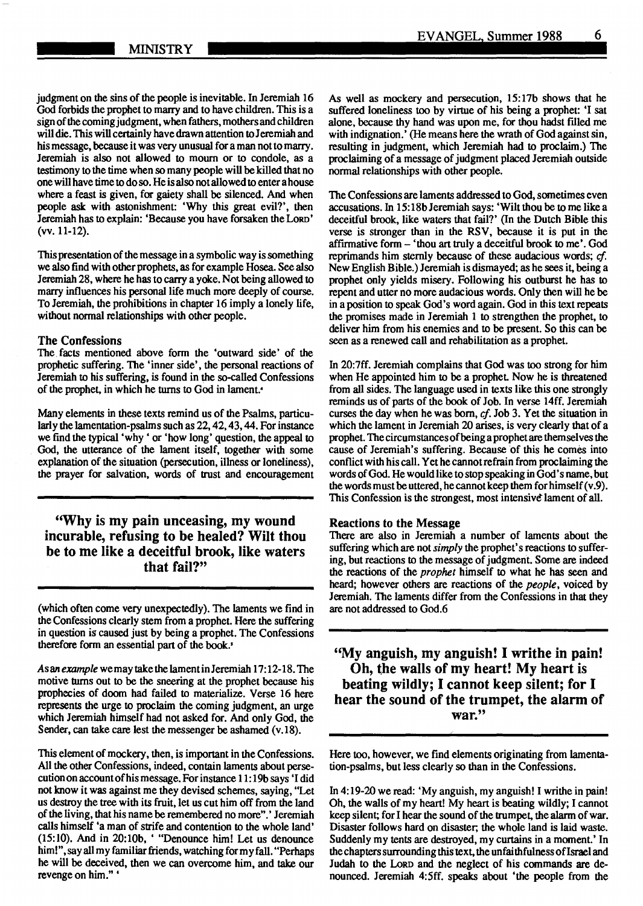judgment on the sins of the people is inevitable. In Jeremiah 16 God forbids the prophet to marry and to have children. This is a sign of the coming judgment, when fathers, mothers and children will die. This will certainly have drawn attention to Jeremiah and his message, because it was very unusual for a man not to marry. Jeremiah is also not allowed to mourn or to condole, as a testimony to the time when so many people will be killed that no one will have time to do so. He is also not allowed to enter a house where a feast is given, for gaiety shall be silenced. And when people ask with astonishment: 'Why this great evil?', then Jeremiah has to explain: 'Because you have forsaken the LORD' (vv. 11-12).

This presentation of the message in a symbolic way is something we also find with other prophets, as for example Hosea. See also Jeremiah 28, where he has to carry a yoke. Not being allowed to marry influences his personal life much more deeply of course. To Jeremiah, the prohibitions in chapter 16 imply a lonely life, without normal relationships with other people.

### The Confessions

The facts mentioned above form the 'outward side' of the prophetic suffering. The 'inner side', the personal reactions of Jeremiah to his suffering, is found in the so-called Confessions of the prophet, in which he turns to God in lament.[4]

Many elements in these texts remind us of the Psalms, particularly the lamentation-psalms such as 22, 42, 43, 44. For instance we find the typical 'why' or 'how long' question, the appeal to God, the utterance of the lament itself, together with some explanation of the situation (persecution, illness or loneliness), the prayer for salvation, words of trust and encouragement (which often come very unexpectedly). The laments we find in the Confessions clearly stem from a prophet. Here the suffering in question is caused just by being a prophet. The Confessions therefore form an essential part of the book.[5]

> **"Why is my pain unceasing, my wound incurable, refusing to be healed? Wilt thou be to me like a deceitful brook, like waters that fail?"**

*As an example* we may take the lament in Jeremiah 17:12-18. The motive turns out to be the sneering at the prophet because his prophecies of doom had failed to materialize. Verse 16 here represents the urge to proclaim the coming judgment, an urge which Jeremiah himself had not asked for. And only God, the Sender, can take care lest the messenger be ashamed (v.18).

This element of mockery, then, is important in the Confessions. All the other Confessions, indeed, contain laments about persecution on account of his message. For instance 11:19b says 'I did not know it was against me they devised schemes, saying, "Let us destroy the tree with its fruit, let us cut him off from the land of the living, that his name be remembered no more".' Jeremiah calls himself 'a man of strife and contention to the whole land' (15:10). And in 20:10b, ' "Denounce him! Let us denounce him!", say all my familiar friends, watching for my fall. "Perhaps he will be deceived, then we can overcome him, and take our revenge on him." '

As well as mockery and persecution, 15:17b shows that he suffered loneliness too by virtue of his being a prophet: 'I sat alone, because thy hand was upon me, for thou hadst filled me with indignation.' (He means here the wrath of God against sin, resulting in judgment, which Jeremiah had to proclaim.) The proclaiming of a message of judgment placed Jeremiah outside normal relationships with other people.

The Confessions are laments addressed to God, sometimes even accusations. In 15:18b Jeremiah says: 'Wilt thou be to me like a deceitful brook, like waters that fail?' (In the Dutch Bible this verse is stronger than in the RSV, because it is put in the affirmative form – 'thou art truly a deceitful brook to me'. God reprimands him sternly because of these audacious words; *cf.* New English Bible.) Jeremiah is dismayed; as he sees it, being a prophet only yields misery. Following his outburst he has to repent and utter no more audacious words. Only then will he be in a position to speak God's word again. God in this text repeats the promises made in Jeremiah 1 to strengthen the prophet, to deliver him from his enemies and to be present. So this can be seen as a renewed call and rehabilitation as a prophet.

In 20:7ff. Jeremiah complains that God was too strong for him when He appointed him to be a prophet. Now he is threatened from all sides. The language used in texts like this one strongly reminds us of parts of the book of Job. In verse 14ff. Jeremiah curses the day when he was born, *cf.* Job 3. Yet the situation in which the lament in Jeremiah 20 arises, is very clearly that of a prophet. The circumstances of being a prophet are themselves the cause of Jeremiah's suffering. Because of this he comes into conflict with his call. Yet he cannot refrain from proclaiming the words of God. He would like to stop speaking in God's name, but the words must be uttered, he cannot keep them for himself (v.9). This Confession is the strongest, most intensive lament of all.

### Reactions to the Message

There are also in Jeremiah a number of laments about the suffering which are not *simply* the prophet's reactions to suffering, but reactions to the message of judgment. Some are indeed the reactions of the *prophet* himself to what he has seen and heard; however others are reactions of the *people*, voiced by Jeremiah. The laments differ from the Confessions in that they are not addressed to God.[6]

> **"My anguish, my anguish! I writhe in pain! Oh, the walls of my heart! My heart is beating wildly; I cannot keep silent; for I hear the sound of the trumpet, the alarm of war."**

Here too, however, we find elements originating from lamentation-psalms, but less clearly so than in the Confessions.

In 4:19-20 we read: 'My anguish, my anguish! I writhe in pain! Oh, the walls of my heart! My heart is beating wildly; I cannot keep silent; for I hear the sound of the trumpet, the alarm of war. Disaster follows hard on disaster; the whole land is laid waste. Suddenly my tents are destroyed, my curtains in a moment.' In the chapters surrounding this text, the unfaithfulness of Israel and Judah to the LORD and the neglect of his commands are denounced. Jeremiah 4:5ff. speaks about 'the people from the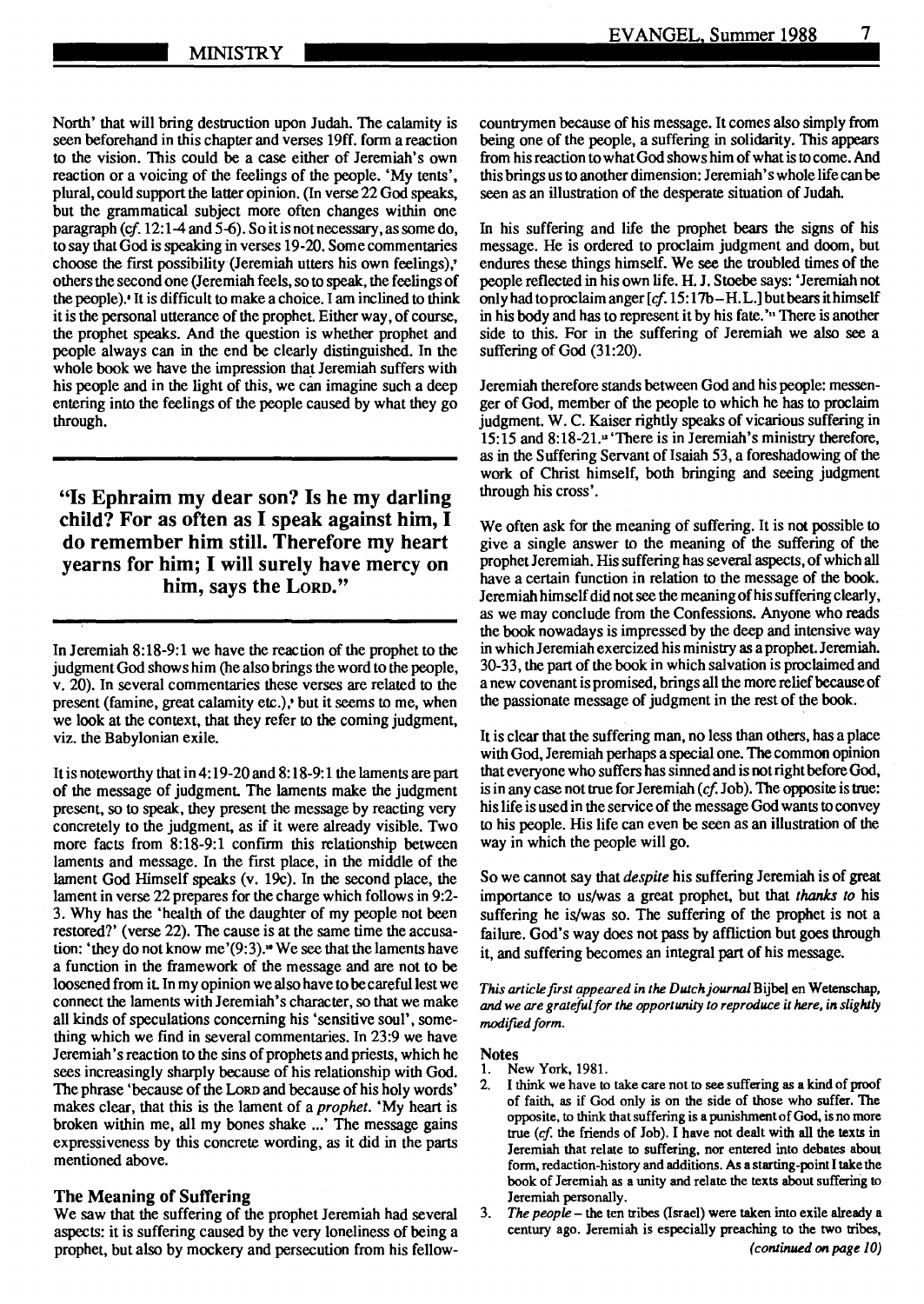North' that will bring destruction upon Judah. The calamity is seen beforehand in this chapter and verses 19ff. form a reaction to the vision. This could be a case either of Jeremiah's own reaction or a voicing of the feelings of the people. 'My tents', plural, could support the latter opinion. (In verse 22 God speaks, but the grammatical subject more often changes within one paragraph (*cf.* 12:1-4 and 5-6). So it is not necessary, as some do, to say that God is speaking in verses 19-20. Some commentaries choose the first possibility (Jeremiah utters his own feelings),[7] others the second one (Jeremiah feels, so to speak, the feelings of the people).[8] It is difficult to make a choice. I am inclined to think it is the personal utterance of the prophet. Either way, of course, the prophet speaks. And the question is whether prophet and people always can in the end be clearly distinguished. In the whole book we have the impression that Jeremiah suffers with his people and in the light of this, we can imagine such a deep entering into the feelings of the people caused by what they go through.

**"Is Ephraim my dear son? Is he my darling child? For as often as I speak against him, I do remember him still. Therefore my heart yearns for him; I will surely have mercy on him, says the LORD."**

In Jeremiah 8:18-9:1 we have the reaction of the prophet to the judgment God shows him (he also brings the word to the people, v. 20). In several commentaries these verses are related to the present (famine, great calamity etc.),[9] but it seems to me, when we look at the context, that they refer to the coming judgment, viz. the Babylonian exile.

It is noteworthy that in 4:19-20 and 8:18-9:1 the laments are part of the message of judgment. The laments make the judgment present, so to speak, they present the message by reacting very concretely to the judgment, as if it were already visible. Two more facts from 8:18-9:1 confirm this relationship between laments and message. In the first place, in the middle of the lament God Himself speaks (v. 19c). In the second place, the lament in verse 22 prepares for the charge which follows in 9:2-3. Why has the 'health of the daughter of my people not been restored?' (verse 22). The cause is at the same time the accusation: 'they do not know me'(9:3).[10] We see that the laments have a function in the framework of the message and are not to be loosened from it. In my opinion we also have to be careful lest we connect the laments with Jeremiah's character, so that we make all kinds of speculations concerning his 'sensitive soul', something which we find in several commentaries. In 23:9 we have Jeremiah's reaction to the sins of prophets and priests, which he sees increasingly sharply because of his relationship with God. The phrase 'because of the LORD and because of his holy words' makes clear, that this is the lament of a *prophet*. 'My heart is broken within me, all my bones shake ...' The message gains expressiveness by this concrete wording, as it did in the parts mentioned above.

### The Meaning of Suffering

We saw that the suffering of the prophet Jeremiah had several aspects: it is suffering caused by the very loneliness of being a prophet, but also by mockery and persecution from his fellow-countrymen because of his message. It comes also simply from being one of the people, a suffering in solidarity. This appears from his reaction to what God shows him of what is to come. And this brings us to another dimension: Jeremiah's whole life can be seen as an illustration of the desperate situation of Judah.

In his suffering and life the prophet bears the signs of his message. He is ordered to proclaim judgment and doom, but endures these things himself. We see the troubled times of the people reflected in his own life. H. J. Stoebe says: 'Jeremiah not only had to proclaim anger [*cf.* 15:17b – H. L.] but bears it himself in his body and has to represent it by his fate.'[11] There is another side to this. For in the suffering of Jeremiah we also see a suffering of God (31:20).

Jeremiah therefore stands between God and his people: messenger of God, member of the people to which he has to proclaim judgment. W. C. Kaiser rightly speaks of vicarious suffering in 15:15 and 8:18-21.[12] 'There is in Jeremiah's ministry therefore, as in the Suffering Servant of Isaiah 53, a foreshadowing of the work of Christ himself, both bringing and seeing judgment through his cross'.

We often ask for the meaning of suffering. It is not possible to give a single answer to the meaning of the suffering of the prophet Jeremiah. His suffering has several aspects, of which all have a certain function in relation to the message of the book. Jeremiah himself did not see the meaning of his suffering clearly, as we may conclude from the Confessions. Anyone who reads the book nowadays is impressed by the deep and intensive way in which Jeremiah exercized his ministry as a prophet. Jeremiah. 30-33, the part of the book in which salvation is proclaimed and a new covenant is promised, brings all the more relief because of the passionate message of judgment in the rest of the book.

It is clear that the suffering man, no less than others, has a place with God, Jeremiah perhaps a special one. The common opinion that everyone who suffers has sinned and is not right before God, is in any case not true for Jeremiah (*cf.* Job). The opposite is true: his life is used in the service of the message God wants to convey to his people. His life can even be seen as an illustration of the way in which the people will go.

So we cannot say that *despite* his suffering Jeremiah is of great importance to us/was a great prophet, but that *thanks to* his suffering he is/was so. The suffering of the prophet is not a failure. God's way does not pass by affliction but goes through it, and suffering becomes an integral part of his message.

*This article first appeared in the Dutch journal* Bijbel en Wetenschap, *and we are grateful for the opportunity to reproduce it here, in slightly modified form.*

### Notes

1. New York, 1981.
2. I think we have to take care not to see suffering as a kind of proof of faith, as if God only is on the side of those who suffer. The opposite, to think that suffering is a punishment of God, is no more true (*cf.* the friends of Job). I have not dealt with all the texts in Jeremiah that relate to suffering, nor entered into debates about form, redaction-history and additions. As a starting-point I take the book of Jeremiah as a unity and relate the texts about suffering to Jeremiah personally.
3. *The people* – the ten tribes (Israel) were taken into exile already a century ago. Jeremiah is especially preaching to the two tribes,

*(continued on page 10)*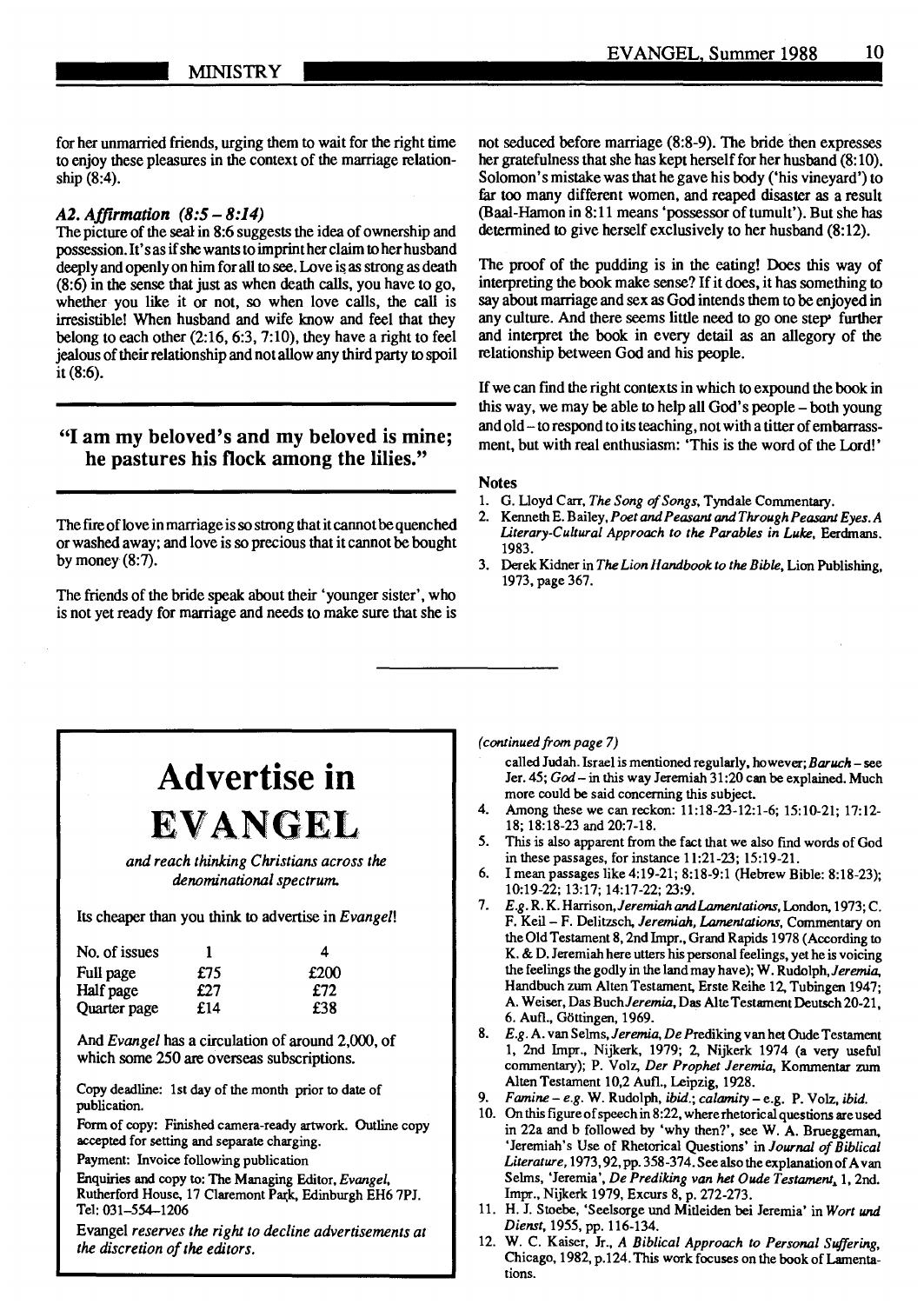for her unmarried friends, urging them to wait for the right time to enjoy these pleasures in the context of the marriage relationship (8:4).

### *A2. Affirmation (8:5 – 8:14)*

The picture of the seal in 8:6 suggests the idea of ownership and possession. It's as if she wants to imprint her claim to her husband deeply and openly on him for all to see. Love is as strong as death (8:6) in the sense that just as when death calls, you have to go, whether you like it or not, so when love calls, the call is irresistible! When husband and wife know and feel that they belong to each other (2:16, 6:3, 7:10), they have a right to feel jealous of their relationship and not allow any third party to spoil it (8:6).

> **"I am my beloved's and my beloved is mine; he pastures his flock among the lilies."**

The fire of love in marriage is so strong that it cannot be quenched or washed away; and love is so precious that it cannot be bought by money (8:7).

The friends of the bride speak about their 'younger sister', who is not yet ready for marriage and needs to make sure that she is not seduced before marriage (8:8-9). The bride then expresses her gratefulness that she has kept herself for her husband (8:10). Solomon's mistake was that he gave his body ('his vineyard') to far too many different women, and reaped disaster as a result (Baal-Hamon in 8:11 means 'possessor of tumult'). But she has determined to give herself exclusively to her husband (8:12).

The proof of the pudding is in the eating! Does this way of interpreting the book make sense? If it does, it has something to say about marriage and sex as God intends them to be enjoyed in any culture. And there seems little need to go one step further and interpret the book in every detail as an allegory of the relationship between God and his people.

If we can find the right contexts in which to expound the book in this way, we may be able to help all God's people – both young and old – to respond to its teaching, not with a titter of embarrassment, but with real enthusiasm: 'This is the word of the Lord!'

#### Notes

1. G. Lloyd Carr, *The Song of Songs*, Tyndale Commentary.
2. Kenneth E. Bailey, *Poet and Peasant and Through Peasant Eyes. A Literary-Cultural Approach to the Parables in Luke*, Eerdmans. 1983.
3. Derek Kidner in *The Lion Handbook to the Bible*, Lion Publishing, 1973, page 367.

---

# Advertise in EVANGEL

*and reach thinking Christians across the denominational spectrum.*

Its cheaper than you think to advertise in *Evangel*!

| No. of issues | 1 | 4 |
|---|---|---|
| Full page | £75 | £200 |
| Half page | £27 | £72 |
| Quarter page | £14 | £38 |

And *Evangel* has a circulation of around 2,000, of which some 250 are overseas subscriptions.

Copy deadline: 1st day of the month prior to date of publication.

Form of copy: Finished camera-ready artwork. Outline copy accepted for setting and separate charging.

Payment: Invoice following publication

Enquiries and copy to: The Managing Editor, *Evangel*, Rutherford House, 17 Claremont Park, Edinburgh EH6 7PJ. Tel: 031–554–1206

Evangel *reserves the right to decline advertisements at the discretion of the editors.*

---

*(continued from page 7)*

called Judah. Israel is mentioned regularly, however; *Baruch* – see Jer. 45; *God* – in this way Jeremiah 31:20 can be explained. Much more could be said concerning this subject.

4. Among these we can reckon: 11:18-23-12:1-6; 15:10-21; 17:12-18; 18:18-23 and 20:7-18.
5. This is also apparent from the fact that we also find words of God in these passages, for instance 11:21-23; 15:19-21.
6. I mean passages like 4:19-21; 8:18-9:1 (Hebrew Bible: 8:18-23); 10:19-22; 13:17; 14:17-22; 23:9.
7. *E.g.* R. K. Harrison, *Jeremiah and Lamentations*, London, 1973; C. F. Keil – F. Delitzsch, *Jeremiah, Lamentations*, Commentary on the Old Testament 8, 2nd Impr., Grand Rapids 1978 (According to K. & D. Jeremiah here utters his personal feelings, yet he is voicing the feelings the godly in the land may have); W. Rudolph, *Jeremia*, Handbuch zum Alten Testament, Erste Reihe 12, Tubingen 1947; A. Weiser, Das Buch *Jeremia*, Das Alte Testament Deutsch 20-21, 6. Aufl., Göttingen, 1969.
8. *E.g.* A. van Selms, *Jeremia, De Prediking van het Oude Testament* 1, 2nd Impr., Nijkerk, 1979; 2, Nijkerk 1974 (a very useful commentary); P. Volz, *Der Prophet Jeremia*, Kommentar zum Alten Testament 10,2 Aufl., Leipzig, 1928.
9. *Famine* – *e.g.* W. Rudolph, *ibid.*; *calamity* – e.g. P. Volz, *ibid.*
10. On this figure of speech in 8:22, where rhetorical questions are used in 22a and b followed by 'why then?', see W. A. Brueggeman, 'Jeremiah's Use of Rhetorical Questions' in *Journal of Biblical Literature*, 1973, 92, pp. 358-374. See also the explanation of A van Selms, 'Jeremia', *De Prediking van het Oude Testament*, 1, 2nd. Impr., Nijkerk 1979, Excurs 8, p. 272-273.
11. H. J. Stoebe, 'Seelsorge und Mitleiden bei Jeremia' in *Wort und Dienst*, 1955, pp. 116-134.
12. W. C. Kaiser, Jr., *A Biblical Approach to Personal Suffering*, Chicago, 1982, p.124. This work focuses on the book of Lamentations.